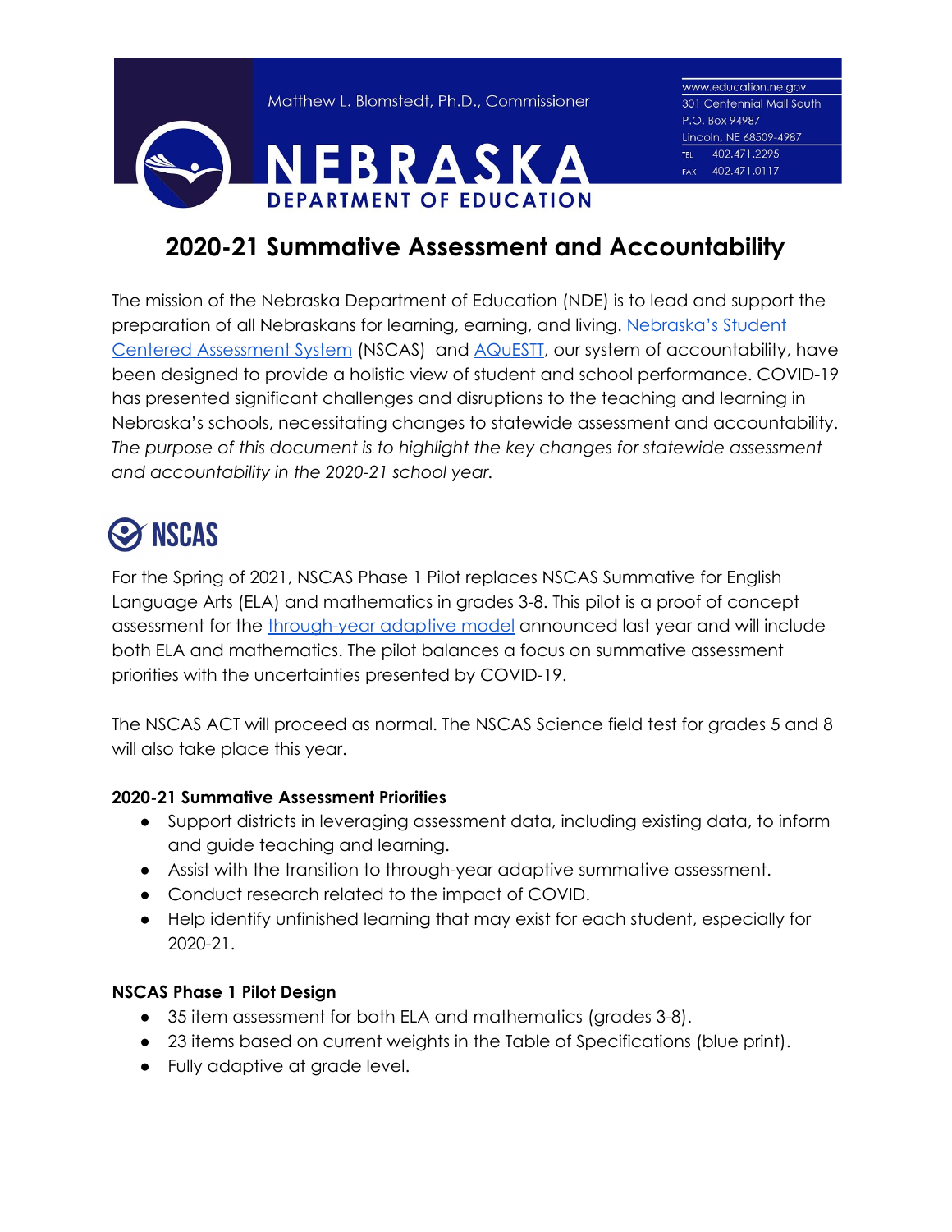Matthew L. Blomstedt, Ph.D., Commissioner

# NEBRASKA DEPARTMENT OF EDUCATION

www.education.ne.gov
301 Centennial Mall South
P.O. Box 94987
Lincoln, NE 68509-4987
TEL 402.471.2295
FAX 402.471.0117

# 2020-21 Summative Assessment and Accountability

The mission of the Nebraska Department of Education (NDE) is to lead and support the preparation of all Nebraskans for learning, earning, and living. Nebraska's Student Centered Assessment System (NSCAS) and AQuESTT, our system of accountability, have been designed to provide a holistic view of student and school performance. COVID-19 has presented significant challenges and disruptions to the teaching and learning in Nebraska's schools, necessitating changes to statewide assessment and accountability. *The purpose of this document is to highlight the key changes for statewide assessment and accountability in the 2020-21 school year.*

## NSCAS

For the Spring of 2021, NSCAS Phase 1 Pilot replaces NSCAS Summative for English Language Arts (ELA) and mathematics in grades 3-8. This pilot is a proof of concept assessment for the through-year adaptive model announced last year and will include both ELA and mathematics. The pilot balances a focus on summative assessment priorities with the uncertainties presented by COVID-19.

The NSCAS ACT will proceed as normal. The NSCAS Science field test for grades 5 and 8 will also take place this year.

### 2020-21 Summative Assessment Priorities

- Support districts in leveraging assessment data, including existing data, to inform and guide teaching and learning.
- Assist with the transition to through-year adaptive summative assessment.
- Conduct research related to the impact of COVID.
- Help identify unfinished learning that may exist for each student, especially for 2020-21.

### NSCAS Phase 1 Pilot Design

- 35 item assessment for both ELA and mathematics (grades 3-8).
- 23 items based on current weights in the Table of Specifications (blue print).
- Fully adaptive at grade level.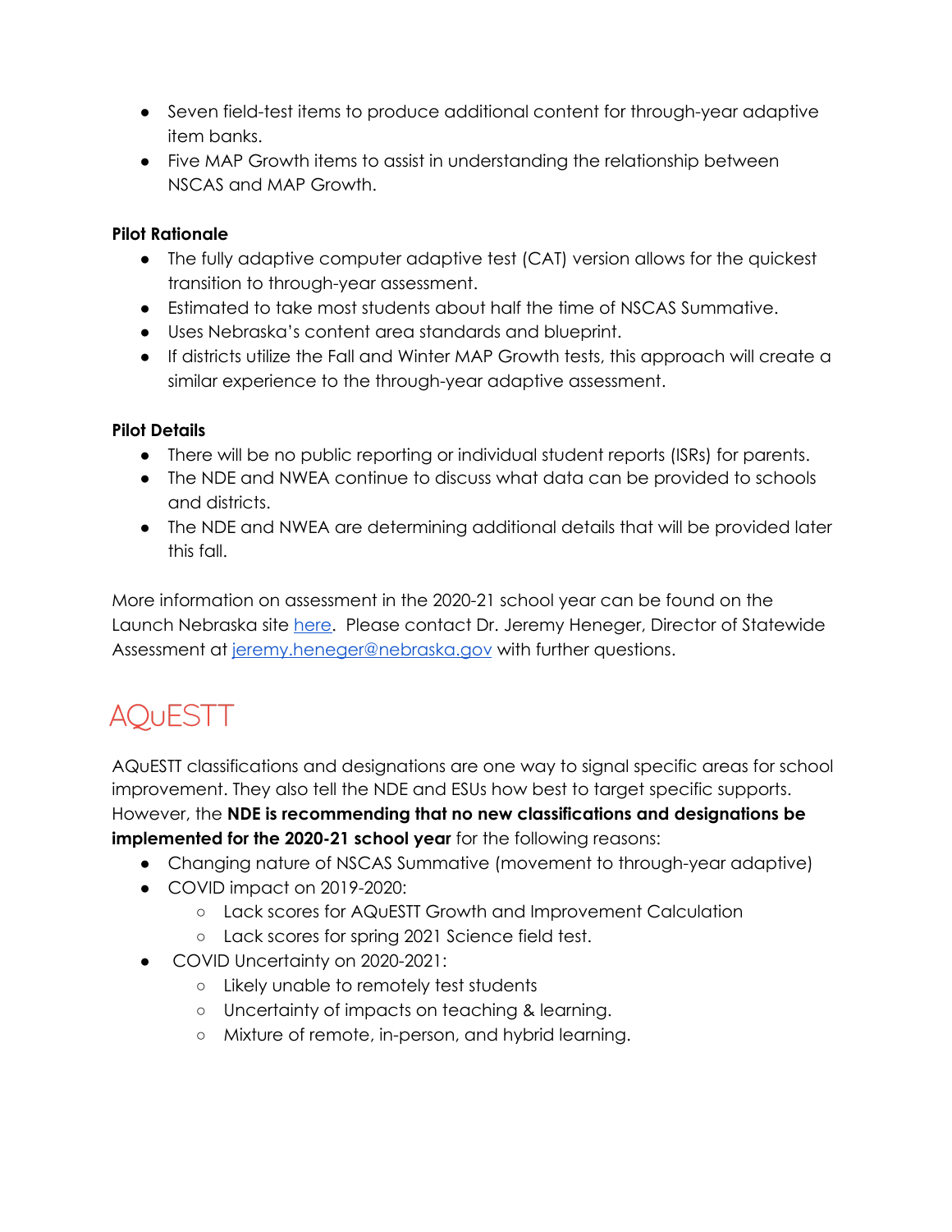- Seven field-test items to produce additional content for through-year adaptive item banks.
- Five MAP Growth items to assist in understanding the relationship between NSCAS and MAP Growth.

**Pilot Rationale**

- The fully adaptive computer adaptive test (CAT) version allows for the quickest transition to through-year assessment.
- Estimated to take most students about half the time of NSCAS Summative.
- Uses Nebraska's content area standards and blueprint.
- If districts utilize the Fall and Winter MAP Growth tests, this approach will create a similar experience to the through-year adaptive assessment.

**Pilot Details**

- There will be no public reporting or individual student reports (ISRs) for parents.
- The NDE and NWEA continue to discuss what data can be provided to schools and districts.
- The NDE and NWEA are determining additional details that will be provided later this fall.

More information on assessment in the 2020-21 school year can be found on the Launch Nebraska site here. Please contact Dr. Jeremy Heneger, Director of Statewide Assessment at jeremy.heneger@nebraska.gov with further questions.

# AQuESTT

AQuESTT classifications and designations are one way to signal specific areas for school improvement. They also tell the NDE and ESUs how best to target specific supports. However, the **NDE is recommending that no new classifications and designations be implemented for the 2020-21 school year** for the following reasons:

- Changing nature of NSCAS Summative (movement to through-year adaptive)
- COVID impact on 2019-2020:
    - Lack scores for AQuESTT Growth and Improvement Calculation
    - Lack scores for spring 2021 Science field test.
- COVID Uncertainty on 2020-2021:
    - Likely unable to remotely test students
    - Uncertainty of impacts on teaching & learning.
    - Mixture of remote, in-person, and hybrid learning.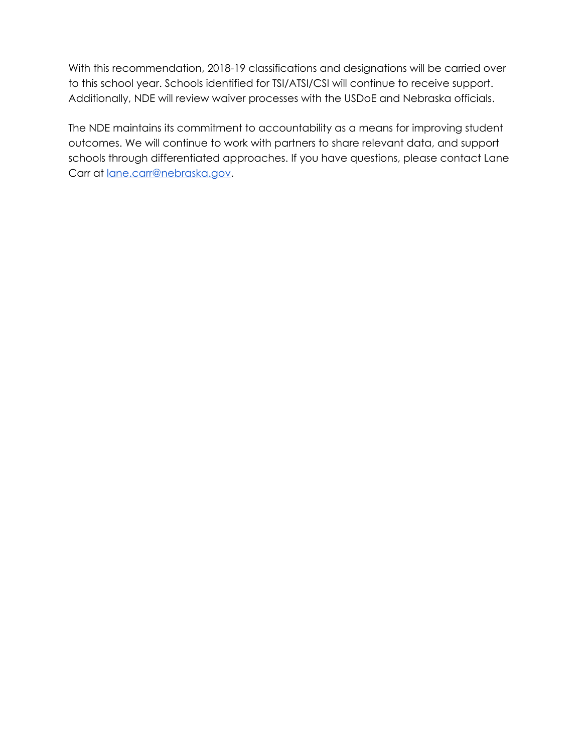With this recommendation, 2018-19 classifications and designations will be carried over to this school year. Schools identified for TSI/ATSI/CSI will continue to receive support. Additionally, NDE will review waiver processes with the USDoE and Nebraska officials.

The NDE maintains its commitment to accountability as a means for improving student outcomes. We will continue to work with partners to share relevant data, and support schools through differentiated approaches. If you have questions, please contact Lane Carr at [lane.carr@nebraska.gov](mailto:lane.carr@nebraska.gov).